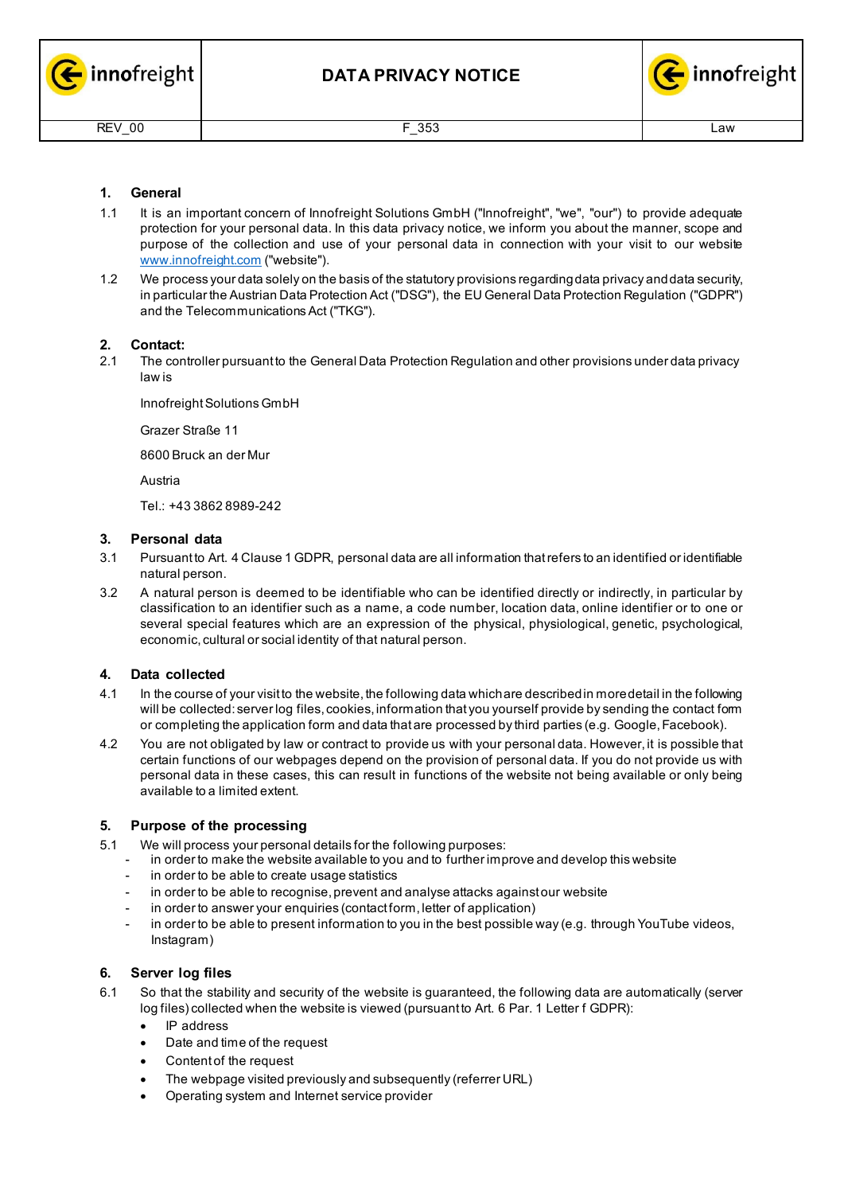## 1. General

1.1 It is an important concern of Innofreight Solutions GmbH ("Innofreight", "we", "our") to provide adequate protection for your personal data. In this data privacy notice, we inform you about the manner, scope and purpose of the collection and use of your personal data in connection with your visit to our website www.innofreight.com ("website").

1.2 We process your data solely on the basis of the statutory provisions regarding data privacy and data security, in particular the Austrian Data Protection Act ("DSG"), the EU General Data Protection Regulation ("GDPR") and the Telecommunications Act ("TKG").

## 2. Contact:

2.1 The controller pursuant to the General Data Protection Regulation and other provisions under data privacy law is

Innofreight Solutions GmbH

Grazer Straße 11

8600 Bruck an der Mur

Austria

Tel.: +43 3862 8989-242

## 3. Personal data

3.1 Pursuant to Art. 4 Clause 1 GDPR, personal data are all information that refers to an identified or identifiable natural person.

3.2 A natural person is deemed to be identifiable who can be identified directly or indirectly, in particular by classification to an identifier such as a name, a code number, location data, online identifier or to one or several special features which are an expression of the physical, physiological, genetic, psychological, economic, cultural or social identity of that natural person.

## 4. Data collected

4.1 In the course of your visit to the website, the following data which are described in more detail in the following will be collected: server log files, cookies, information that you yourself provide by sending the contact form or completing the application form and data that are processed by third parties (e.g. Google, Facebook).

4.2 You are not obligated by law or contract to provide us with your personal data. However, it is possible that certain functions of our webpages depend on the provision of personal data. If you do not provide us with personal data in these cases, this can result in functions of the website not being available or only being available to a limited extent.

## 5. Purpose of the processing

5.1 We will process your personal details for the following purposes:

- in order to make the website available to you and to further improve and develop this website
- in order to be able to create usage statistics
- in order to be able to recognise, prevent and analyse attacks against our website
- in order to answer your enquiries (contact form, letter of application)
- in order to be able to present information to you in the best possible way (e.g. through YouTube videos, Instagram)

## 6. Server log files

6.1 So that the stability and security of the website is guaranteed, the following data are automatically (server log files) collected when the website is viewed (pursuant to Art. 6 Par. 1 Letter f GDPR):

- IP address
- Date and time of the request
- Content of the request
- The webpage visited previously and subsequently (referrer URL)
- Operating system and Internet service provider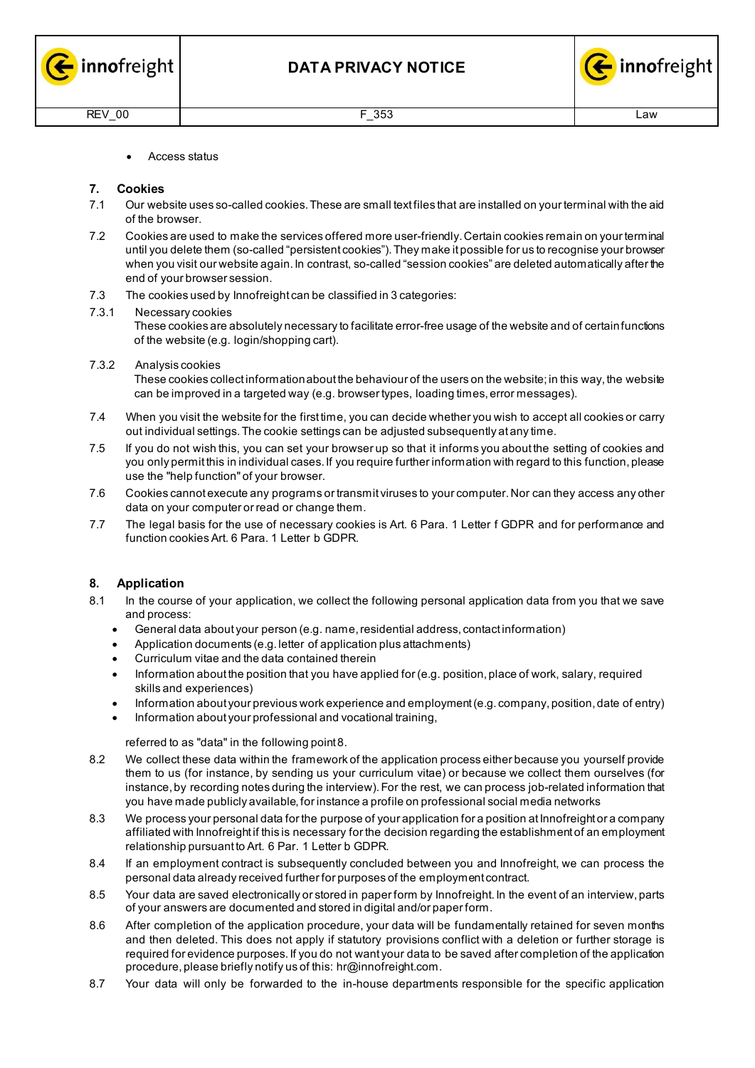- Access status

## 7. Cookies

7.1 Our website uses so-called cookies. These are small text files that are installed on your terminal with the aid of the browser.

7.2 Cookies are used to make the services offered more user-friendly. Certain cookies remain on your terminal until you delete them (so-called "persistent cookies"). They make it possible for us to recognise your browser when you visit our website again. In contrast, so-called "session cookies" are deleted automatically after the end of your browser session.

7.3 The cookies used by Innofreight can be classified in 3 categories:

7.3.1 Necessary cookies
These cookies are absolutely necessary to facilitate error-free usage of the website and of certain functions of the website (e.g. login/shopping cart).

7.3.2 Analysis cookies
These cookies collect information about the behaviour of the users on the website; in this way, the website can be improved in a targeted way (e.g. browser types, loading times, error messages).

7.4 When you visit the website for the first time, you can decide whether you wish to accept all cookies or carry out individual settings. The cookie settings can be adjusted subsequently at any time.

7.5 If you do not wish this, you can set your browser up so that it informs you about the setting of cookies and you only permit this in individual cases. If you require further information with regard to this function, please use the "help function" of your browser.

7.6 Cookies cannot execute any programs or transmit viruses to your computer. Nor can they access any other data on your computer or read or change them.

7.7 The legal basis for the use of necessary cookies is Art. 6 Para. 1 Letter f GDPR and for performance and function cookies Art. 6 Para. 1 Letter b GDPR.

## 8. Application

8.1 In the course of your application, we collect the following personal application data from you that we save and process:

- General data about your person (e.g. name, residential address, contact information)
- Application documents (e.g. letter of application plus attachments)
- Curriculum vitae and the data contained therein
- Information about the position that you have applied for (e.g. position, place of work, salary, required skills and experiences)
- Information about your previous work experience and employment (e.g. company, position, date of entry)
- Information about your professional and vocational training,

referred to as "data" in the following point 8.

8.2 We collect these data within the framework of the application process either because you yourself provide them to us (for instance, by sending us your curriculum vitae) or because we collect them ourselves (for instance, by recording notes during the interview). For the rest, we can process job-related information that you have made publicly available, for instance a profile on professional social media networks

8.3 We process your personal data for the purpose of your application for a position at Innofreight or a company affiliated with Innofreight if this is necessary for the decision regarding the establishment of an employment relationship pursuant to Art. 6 Par. 1 Letter b GDPR.

8.4 If an employment contract is subsequently concluded between you and Innofreight, we can process the personal data already received further for purposes of the employment contract.

8.5 Your data are saved electronically or stored in paper form by Innofreight. In the event of an interview, parts of your answers are documented and stored in digital and/or paper form.

8.6 After completion of the application procedure, your data will be fundamentally retained for seven months and then deleted. This does not apply if statutory provisions conflict with a deletion or further storage is required for evidence purposes. If you do not want your data to be saved after completion of the application procedure, please briefly notify us of this: hr@innofreight.com.

8.7 Your data will only be forwarded to the in-house departments responsible for the specific application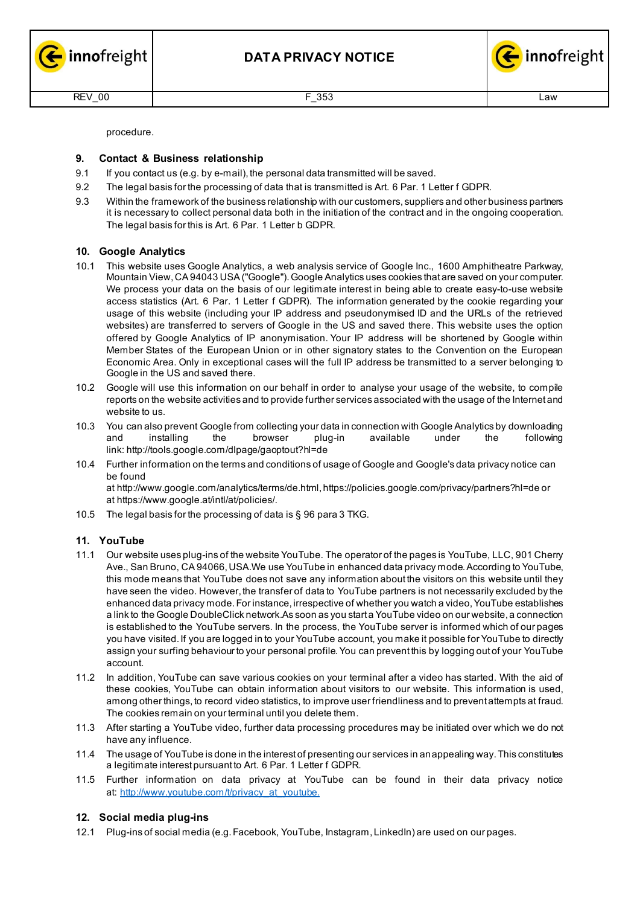procedure.

## 9. Contact & Business relationship

9.1 If you contact us (e.g. by e-mail), the personal data transmitted will be saved.

9.2 The legal basis for the processing of data that is transmitted is Art. 6 Par. 1 Letter f GDPR.

9.3 Within the framework of the business relationship with our customers, suppliers and other business partners it is necessary to collect personal data both in the initiation of the contract and in the ongoing cooperation. The legal basis for this is Art. 6 Par. 1 Letter b GDPR.

## 10. Google Analytics

10.1 This website uses Google Analytics, a web analysis service of Google Inc., 1600 Amphitheatre Parkway, Mountain View, CA 94043 USA ("Google"). Google Analytics uses cookies that are saved on your computer. We process your data on the basis of our legitimate interest in being able to create easy-to-use website access statistics (Art. 6 Par. 1 Letter f GDPR). The information generated by the cookie regarding your usage of this website (including your IP address and pseudonymised ID and the URLs of the retrieved websites) are transferred to servers of Google in the US and saved there. This website uses the option offered by Google Analytics of IP anonymisation. Your IP address will be shortened by Google within Member States of the European Union or in other signatory states to the Convention on the European Economic Area. Only in exceptional cases will the full IP address be transmitted to a server belonging to Google in the US and saved there.

10.2 Google will use this information on our behalf in order to analyse your usage of the website, to compile reports on the website activities and to provide further services associated with the usage of the Internet and website to us.

10.3 You can also prevent Google from collecting your data in connection with Google Analytics by downloading and installing the browser plug-in available under the following link: http://tools.google.com/dlpage/gaoptout?hl=de

10.4 Further information on the terms and conditions of usage of Google and Google's data privacy notice can be found at http://www.google.com/analytics/terms/de.html, https://policies.google.com/privacy/partners?hl=de or at https://www.google.at/intl/at/policies/.

10.5 The legal basis for the processing of data is § 96 para 3 TKG.

## 11. YouTube

11.1 Our website uses plug-ins of the website YouTube. The operator of the pages is YouTube, LLC, 901 Cherry Ave., San Bruno, CA 94066, USA.We use YouTube in enhanced data privacy mode. According to YouTube, this mode means that YouTube does not save any information about the visitors on this website until they have seen the video. However, the transfer of data to YouTube partners is not necessarily excluded by the enhanced data privacy mode. For instance, irrespective of whether you watch a video, YouTube establishes a link to the Google DoubleClick network.As soon as you start a YouTube video on our website, a connection is established to the YouTube servers. In the process, the YouTube server is informed which of our pages you have visited. If you are logged in to your YouTube account, you make it possible for YouTube to directly assign your surfing behaviour to your personal profile. You can prevent this by logging out of your YouTube account.

11.2 In addition, YouTube can save various cookies on your terminal after a video has started. With the aid of these cookies, YouTube can obtain information about visitors to our website. This information is used, among other things, to record video statistics, to improve user friendliness and to prevent attempts at fraud. The cookies remain on your terminal until you delete them.

11.3 After starting a YouTube video, further data processing procedures may be initiated over which we do not have any influence.

11.4 The usage of YouTube is done in the interest of presenting our services in an appealing way. This constitutes a legitimate interest pursuant to Art. 6 Par. 1 Letter f GDPR.

11.5 Further information on data privacy at YouTube can be found in their data privacy notice at: http://www.youtube.com/t/privacy_at_youtube.

## 12. Social media plug-ins

12.1 Plug-ins of social media (e.g. Facebook, YouTube, Instagram, LinkedIn) are used on our pages.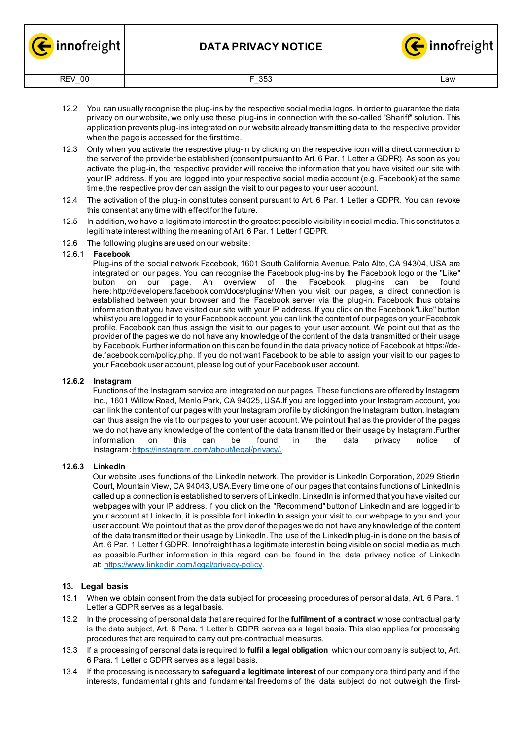12.2 You can usually recognise the plug-ins by the respective social media logos. In order to guarantee the data privacy on our website, we only use these plug-ins in connection with the so-called "Shariff" solution. This application prevents plug-ins integrated on our website already transmitting data to the respective provider when the page is accessed for the first time.

12.3 Only when you activate the respective plug-in by clicking on the respective icon will a direct connection to the server of the provider be established (consent pursuant to Art. 6 Par. 1 Letter a GDPR). As soon as you activate the plug-in, the respective provider will receive the information that you have visited our site with your IP address. If you are logged into your respective social media account (e.g. Facebook) at the same time, the respective provider can assign the visit to our pages to your user account.

12.4 The activation of the plug-in constitutes consent pursuant to Art. 6 Par. 1 Letter a GDPR. You can revoke this consent at any time with effect for the future.

12.5 In addition, we have a legitimate interest in the greatest possible visibility in social media. This constitutes a legitimate interest within the meaning of Art. 6 Par. 1 Letter f GDPR.

12.6 The following plugins are used on our website:

12.6.1 **Facebook**

Plug-ins of the social network Facebook, 1601 South California Avenue, Palo Alto, CA 94304, USA are integrated on our pages. You can recognise the Facebook plug-ins by the Facebook logo or the "Like" button on our page. An overview of the Facebook plug-ins can be found here: http://developers.facebook.com/docs/plugins/ When you visit our pages, a direct connection is established between your browser and the Facebook server via the plug-in. Facebook thus obtains information that you have visited our site with your IP address. If you click on the Facebook "Like" button whilst you are logged in to your Facebook account, you can link the content of our pages on your Facebook profile. Facebook can thus assign the visit to our pages to your user account. We point out that as the provider of the pages we do not have any knowledge of the content of the data transmitted or their usage by Facebook. Further information on this can be found in the data privacy notice of Facebook at https://de-de.facebook.com/policy.php. If you do not want Facebook to be able to assign your visit to our pages to your Facebook user account, please log out of your Facebook user account.

**12.6.2 Instagram**

Functions of the Instagram service are integrated on our pages. These functions are offered by Instagram Inc., 1601 Willow Road, Menlo Park, CA 94025, USA.If you are logged into your Instagram account, you can link the content of our pages with your Instagram profile by clicking on the Instagram button. Instagram can thus assign the visit to our pages to your user account. We point out that as the provider of the pages we do not have any knowledge of the content of the data transmitted or their usage by Instagram.Further information on this can be found in the data privacy notice of Instagram: https://instagram.com/about/legal/privacy/.

**12.6.3 LinkedIn**

Our website uses functions of the LinkedIn network. The provider is LinkedIn Corporation, 2029 Stierlin Court, Mountain View, CA 94043, USA.Every time one of our pages that contains functions of LinkedIn is called up a connection is established to servers of LinkedIn. LinkedIn is informed that you have visited our webpages with your IP address. If you click on the "Recommend" button of LinkedIn and are logged into your account at LinkedIn, it is possible for LinkedIn to assign your visit to our webpage to you and your user account. We point out that as the provider of the pages we do not have any knowledge of the content of the data transmitted or their usage by LinkedIn. The use of the LinkedIn plug-in is done on the basis of Art. 6 Par. 1 Letter f GDPR. Innofreight has a legitimate interest in being visible on social media as much as possible.Further information in this regard can be found in the data privacy notice of LinkedIn at: https://www.linkedin.com/legal/privacy-policy.

## 13. Legal basis

13.1 When we obtain consent from the data subject for processing procedures of personal data, Art. 6 Para. 1 Letter a GDPR serves as a legal basis.

13.2 In the processing of personal data that are required for the **fulfilment of a contract** whose contractual party is the data subject, Art. 6 Para. 1 Letter b GDPR serves as a legal basis. This also applies for processing procedures that are required to carry out pre-contractual measures.

13.3 If a processing of personal data is required to **fulfil a legal obligation** which our company is subject to, Art. 6 Para. 1 Letter c GDPR serves as a legal basis.

13.4 If the processing is necessary to **safeguard a legitimate interest** of our company or a third party and if the interests, fundamental rights and fundamental freedoms of the data subject do not outweigh the first-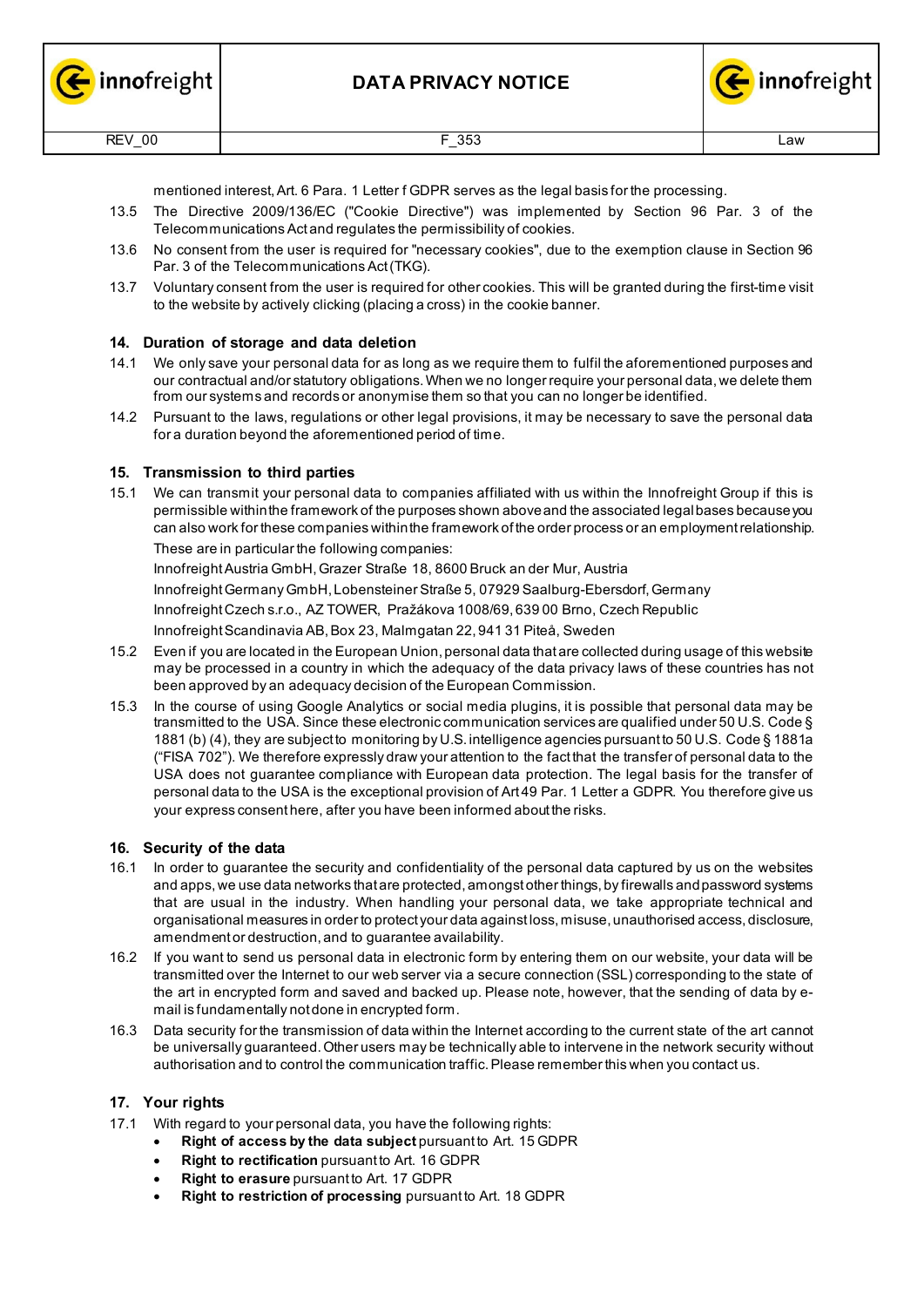mentioned interest, Art. 6 Para. 1 Letter f GDPR serves as the legal basis for the processing.

13.5 The Directive 2009/136/EC ("Cookie Directive") was implemented by Section 96 Par. 3 of the Telecommunications Act and regulates the permissibility of cookies.

13.6 No consent from the user is required for "necessary cookies", due to the exemption clause in Section 96 Par. 3 of the Telecommunications Act (TKG).

13.7 Voluntary consent from the user is required for other cookies. This will be granted during the first-time visit to the website by actively clicking (placing a cross) in the cookie banner.

## 14. Duration of storage and data deletion

14.1 We only save your personal data for as long as we require them to fulfil the aforementioned purposes and our contractual and/or statutory obligations. When we no longer require your personal data, we delete them from our systems and records or anonymise them so that you can no longer be identified.

14.2 Pursuant to the laws, regulations or other legal provisions, it may be necessary to save the personal data for a duration beyond the aforementioned period of time.

## 15. Transmission to third parties

15.1 We can transmit your personal data to companies affiliated with us within the Innofreight Group if this is permissible within the framework of the purposes shown above and the associated legal bases because you can also work for these companies within the framework of the order process or an employment relationship.

These are in particular the following companies:

Innofreight Austria GmbH, Grazer Straße 18, 8600 Bruck an der Mur, Austria

Innofreight Germany GmbH, Lobensteiner Straße 5, 07929 Saalburg-Ebersdorf, Germany

Innofreight Czech s.r.o., AZ TOWER, Pražákova 1008/69, 639 00 Brno, Czech Republic

Innofreight Scandinavia AB, Box 23, Malmgatan 22, 941 31 Piteå, Sweden

15.2 Even if you are located in the European Union, personal data that are collected during usage of this website may be processed in a country in which the adequacy of the data privacy laws of these countries has not been approved by an adequacy decision of the European Commission.

15.3 In the course of using Google Analytics or social media plugins, it is possible that personal data may be transmitted to the USA. Since these electronic communication services are qualified under 50 U.S. Code § 1881 (b) (4), they are subject to monitoring by U.S. intelligence agencies pursuant to 50 U.S. Code § 1881a ("FISA 702"). We therefore expressly draw your attention to the fact that the transfer of personal data to the USA does not guarantee compliance with European data protection. The legal basis for the transfer of personal data to the USA is the exceptional provision of Art 49 Par. 1 Letter a GDPR. You therefore give us your express consent here, after you have been informed about the risks.

## 16. Security of the data

16.1 In order to guarantee the security and confidentiality of the personal data captured by us on the websites and apps, we use data networks that are protected, amongst other things, by firewalls and password systems that are usual in the industry. When handling your personal data, we take appropriate technical and organisational measures in order to protect your data against loss, misuse, unauthorised access, disclosure, amendment or destruction, and to guarantee availability.

16.2 If you want to send us personal data in electronic form by entering them on our website, your data will be transmitted over the Internet to our web server via a secure connection (SSL) corresponding to the state of the art in encrypted form and saved and backed up. Please note, however, that the sending of data by e-mail is fundamentally not done in encrypted form.

16.3 Data security for the transmission of data within the Internet according to the current state of the art cannot be universally guaranteed. Other users may be technically able to intervene in the network security without authorisation and to control the communication traffic. Please remember this when you contact us.

## 17. Your rights

17.1 With regard to your personal data, you have the following rights:

- **Right of access by the data subject** pursuant to Art. 15 GDPR
- **Right to rectification** pursuant to Art. 16 GDPR
- **Right to erasure** pursuant to Art. 17 GDPR
- **Right to restriction of processing** pursuant to Art. 18 GDPR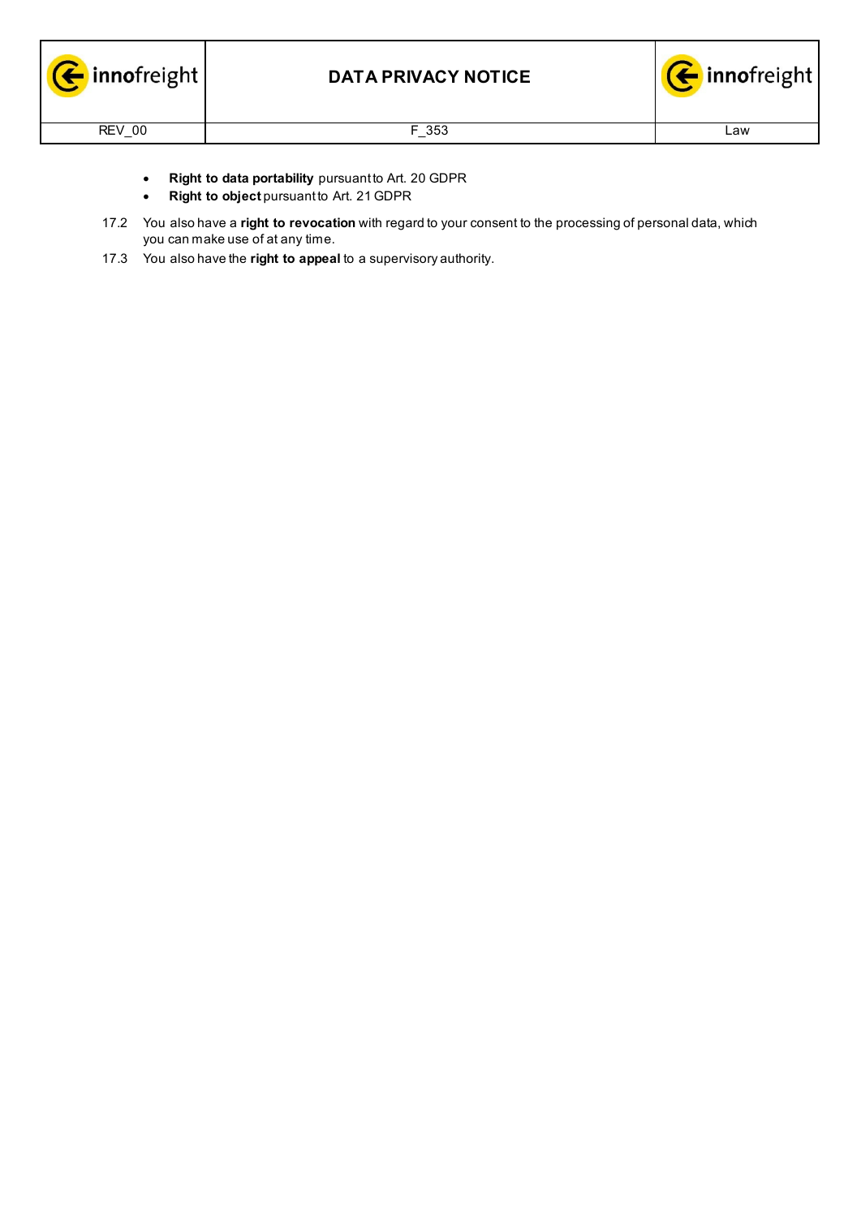- **Right to data portability** pursuant to Art. 20 GDPR
- **Right to object** pursuant to Art. 21 GDPR

17.2 You also have a **right to revocation** with regard to your consent to the processing of personal data, which you can make use of at any time.

17.3 You also have the **right to appeal** to a supervisory authority.